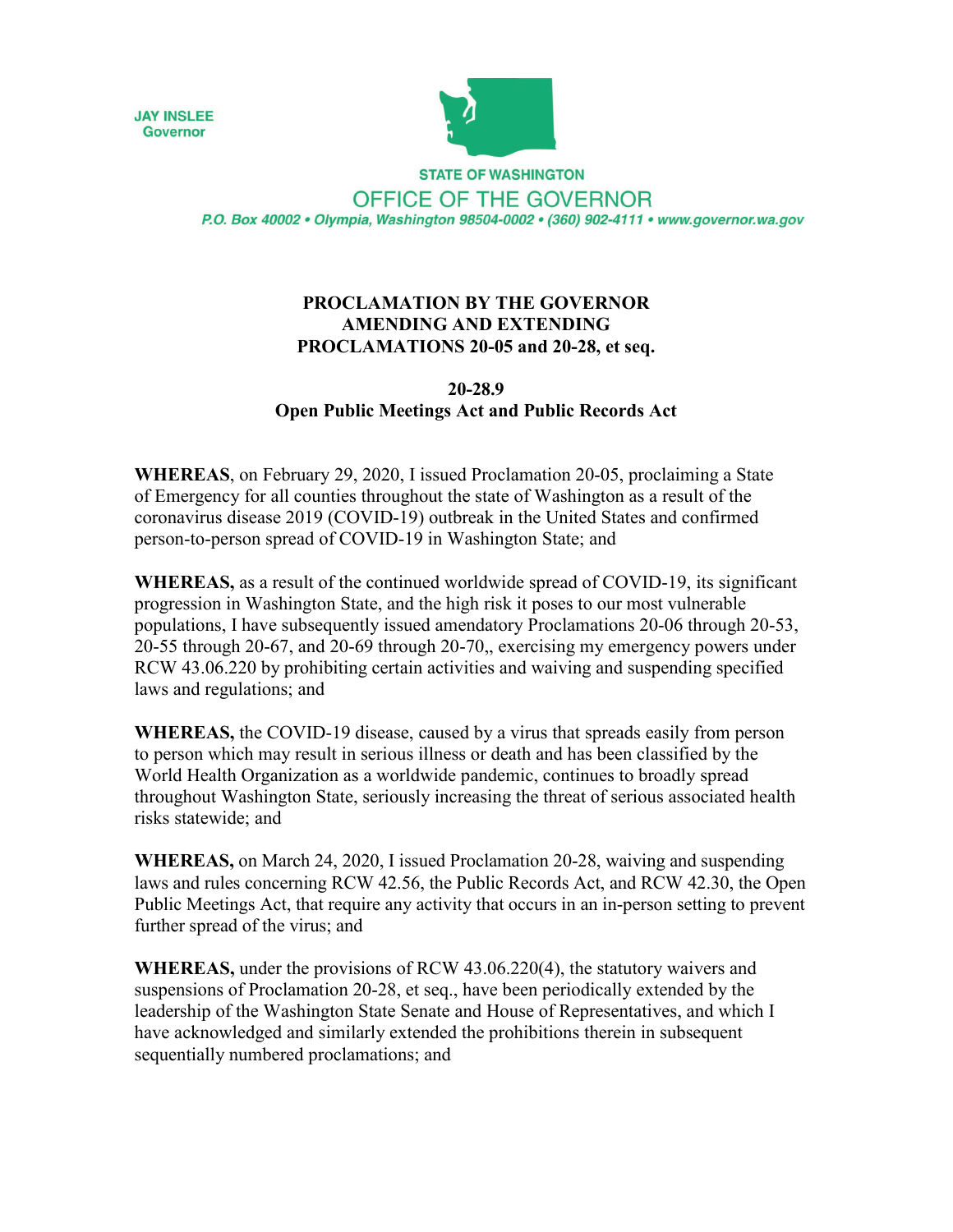JAY INSLEE
Governor

STATE OF WASHINGTON

OFFICE OF THE GOVERNOR

*P.O. Box 40002 • Olympia, Washington 98504-0002 • (360) 902-4111 • www.governor.wa.gov*

# PROCLAMATION BY THE GOVERNOR AMENDING AND EXTENDING PROCLAMATIONS 20-05 and 20-28, et seq.

## 20-28.9
## Open Public Meetings Act and Public Records Act

**WHEREAS**, on February 29, 2020, I issued Proclamation 20-05, proclaiming a State of Emergency for all counties throughout the state of Washington as a result of the coronavirus disease 2019 (COVID-19) outbreak in the United States and confirmed person-to-person spread of COVID-19 in Washington State; and

**WHEREAS,** as a result of the continued worldwide spread of COVID-19, its significant progression in Washington State, and the high risk it poses to our most vulnerable populations, I have subsequently issued amendatory Proclamations 20-06 through 20-53, 20-55 through 20-67, and 20-69 through 20-70,, exercising my emergency powers under RCW 43.06.220 by prohibiting certain activities and waiving and suspending specified laws and regulations; and

**WHEREAS,** the COVID-19 disease, caused by a virus that spreads easily from person to person which may result in serious illness or death and has been classified by the World Health Organization as a worldwide pandemic, continues to broadly spread throughout Washington State, seriously increasing the threat of serious associated health risks statewide; and

**WHEREAS,** on March 24, 2020, I issued Proclamation 20-28, waiving and suspending laws and rules concerning RCW 42.56, the Public Records Act, and RCW 42.30, the Open Public Meetings Act, that require any activity that occurs in an in-person setting to prevent further spread of the virus; and

**WHEREAS,** under the provisions of RCW 43.06.220(4), the statutory waivers and suspensions of Proclamation 20-28, et seq., have been periodically extended by the leadership of the Washington State Senate and House of Representatives, and which I have acknowledged and similarly extended the prohibitions therein in subsequent sequentially numbered proclamations; and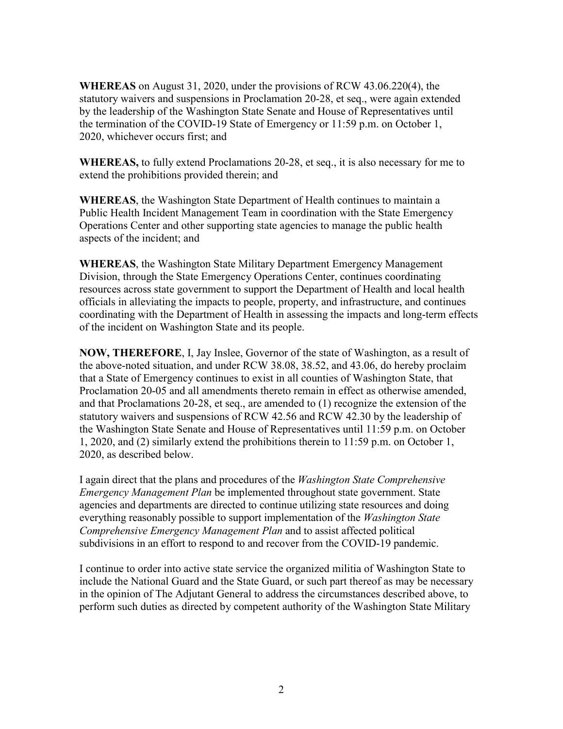**WHEREAS** on August 31, 2020, under the provisions of RCW 43.06.220(4), the statutory waivers and suspensions in Proclamation 20-28, et seq., were again extended by the leadership of the Washington State Senate and House of Representatives until the termination of the COVID-19 State of Emergency or 11:59 p.m. on October 1, 2020, whichever occurs first; and

**WHEREAS,** to fully extend Proclamations 20-28, et seq., it is also necessary for me to extend the prohibitions provided therein; and

**WHEREAS**, the Washington State Department of Health continues to maintain a Public Health Incident Management Team in coordination with the State Emergency Operations Center and other supporting state agencies to manage the public health aspects of the incident; and

**WHEREAS**, the Washington State Military Department Emergency Management Division, through the State Emergency Operations Center, continues coordinating resources across state government to support the Department of Health and local health officials in alleviating the impacts to people, property, and infrastructure, and continues coordinating with the Department of Health in assessing the impacts and long-term effects of the incident on Washington State and its people.

**NOW, THEREFORE**, I, Jay Inslee, Governor of the state of Washington, as a result of the above-noted situation, and under RCW 38.08, 38.52, and 43.06, do hereby proclaim that a State of Emergency continues to exist in all counties of Washington State, that Proclamation 20-05 and all amendments thereto remain in effect as otherwise amended, and that Proclamations 20-28, et seq., are amended to (1) recognize the extension of the statutory waivers and suspensions of RCW 42.56 and RCW 42.30 by the leadership of the Washington State Senate and House of Representatives until 11:59 p.m. on October 1, 2020, and (2) similarly extend the prohibitions therein to 11:59 p.m. on October 1, 2020, as described below.

I again direct that the plans and procedures of the *Washington State Comprehensive Emergency Management Plan* be implemented throughout state government. State agencies and departments are directed to continue utilizing state resources and doing everything reasonably possible to support implementation of the *Washington State Comprehensive Emergency Management Plan* and to assist affected political subdivisions in an effort to respond to and recover from the COVID-19 pandemic.

I continue to order into active state service the organized militia of Washington State to include the National Guard and the State Guard, or such part thereof as may be necessary in the opinion of The Adjutant General to address the circumstances described above, to perform such duties as directed by competent authority of the Washington State Military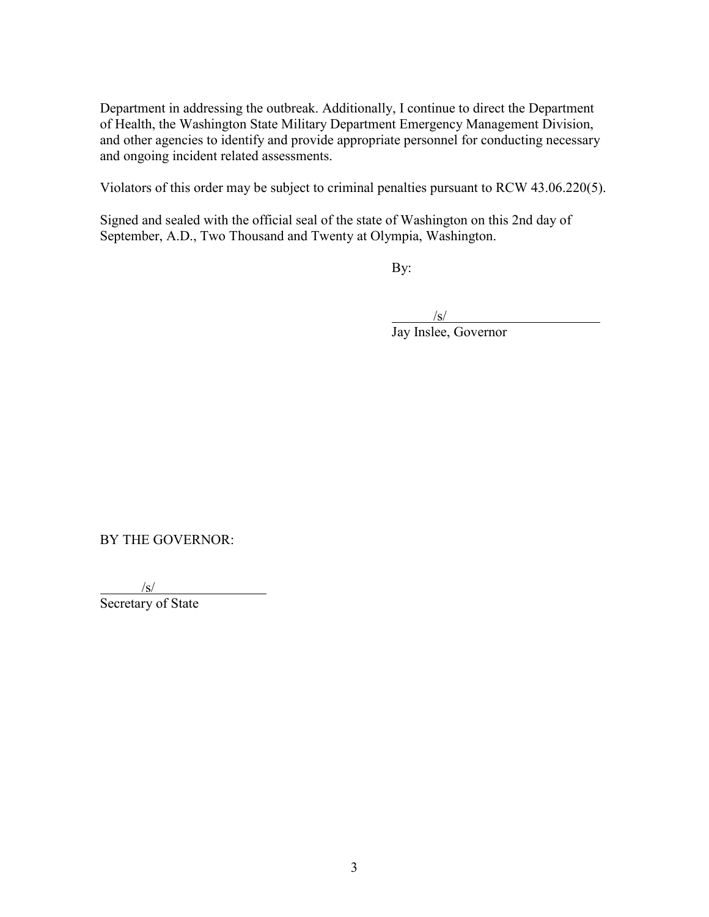Department in addressing the outbreak. Additionally, I continue to direct the Department of Health, the Washington State Military Department Emergency Management Division, and other agencies to identify and provide appropriate personnel for conducting necessary and ongoing incident related assessments.

Violators of this order may be subject to criminal penalties pursuant to RCW 43.06.220(5).

Signed and sealed with the official seal of the state of Washington on this 2nd day of September, A.D., Two Thousand and Twenty at Olympia, Washington.

By:

/s/

Jay Inslee, Governor

BY THE GOVERNOR:

/s/

Secretary of State